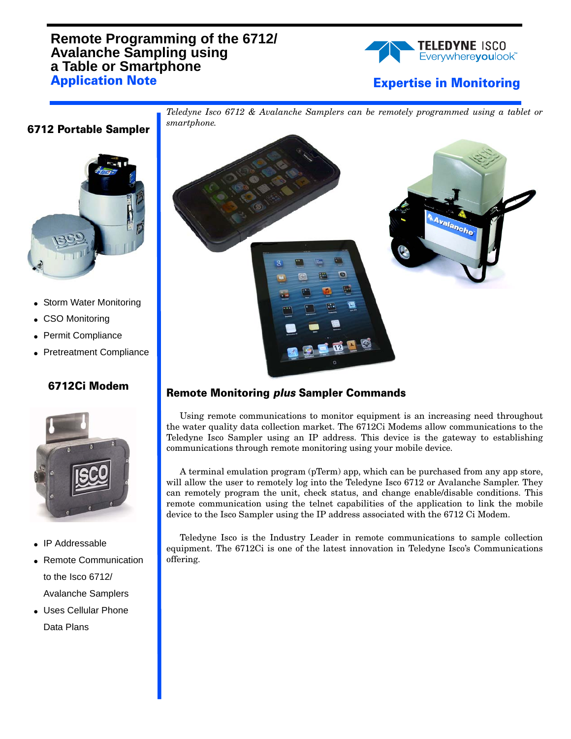# Remote Programming of the 6712/ Avalanche Sampling using a Table or Smartphone

## Application Note

Teledyne Isco
Everywhereyoulook™

**Expertise in Monitoring**

### 6712 Portable Sampler

- Storm Water Monitoring
- CSO Monitoring
- Permit Compliance
- Pretreatment Compliance

### 6712Ci Modem

- IP Addressable
- Remote Communication to the Isco 6712/ Avalanche Samplers
- Uses Cellular Phone Data Plans

*Teledyne Isco 6712 & Avalanche Samplers can be remotely programmed using a tablet or smartphone.*

### Remote Monitoring *plus* Sampler Commands

Using remote communications to monitor equipment is an increasing need throughout the water quality data collection market. The 6712Ci Modems allow communications to the Teledyne Isco Sampler using an IP address. This device is the gateway to establishing communications through remote monitoring using your mobile device.

A terminal emulation program (pTerm) app, which can be purchased from any app store, will allow the user to remotely log into the Teledyne Isco 6712 or Avalanche Sampler. They can remotely program the unit, check status, and change enable/disable conditions. This remote communication using the telnet capabilities of the application to link the mobile device to the Isco Sampler using the IP address associated with the 6712 Ci Modem.

Teledyne Isco is the Industry Leader in remote communications to sample collection equipment. The 6712Ci is one of the latest innovation in Teledyne Isco's Communications offering.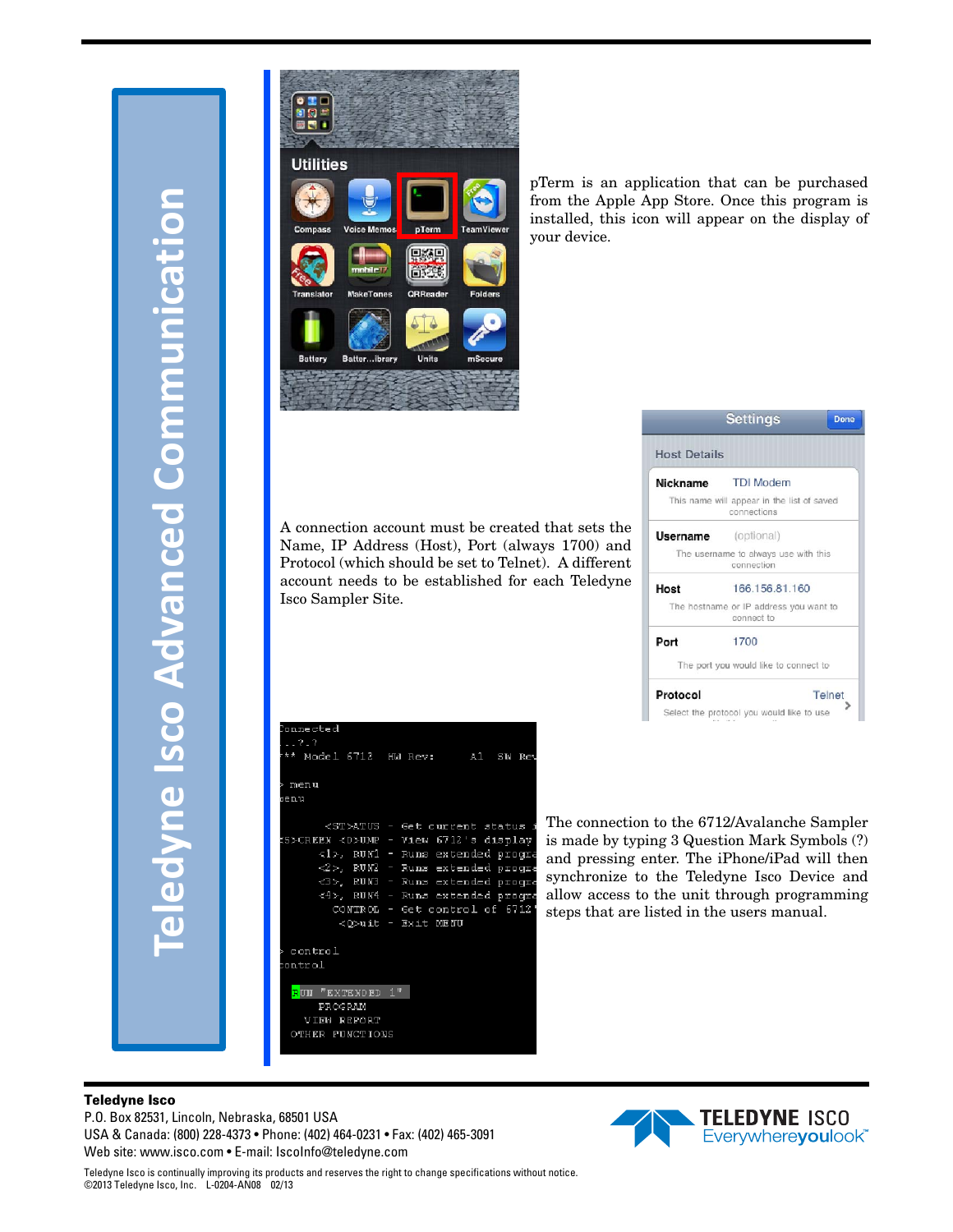pTerm is an application that can be purchased from the Apple App Store. Once this program is installed, this icon will appear on the display of your device.

A connection account must be created that sets the Name, IP Address (Host), Port (always 1700) and Protocol (which should be set to Telnet). A different account needs to be established for each Teledyne Isco Sampler Site.

The connection to the 6712/Avalanche Sampler is made by typing 3 Question Mark Symbols (?) and pressing enter. The iPhone/iPad will then synchronize to the Teledyne Isco Device and allow access to the unit through programming steps that are listed in the users manual.

**Teledyne Isco**
P.O. Box 82531, Lincoln, Nebraska, 68501 USA
USA & Canada: (800) 228-4373 • Phone: (402) 464-0231 • Fax: (402) 465-3091
Web site: www.isco.com • E-mail: IscoInfo@teledyne.com

Teledyne Isco is continually improving its products and reserves the right to change specifications without notice.
©2013 Teledyne Isco, Inc. L-0204-AN08 02/13